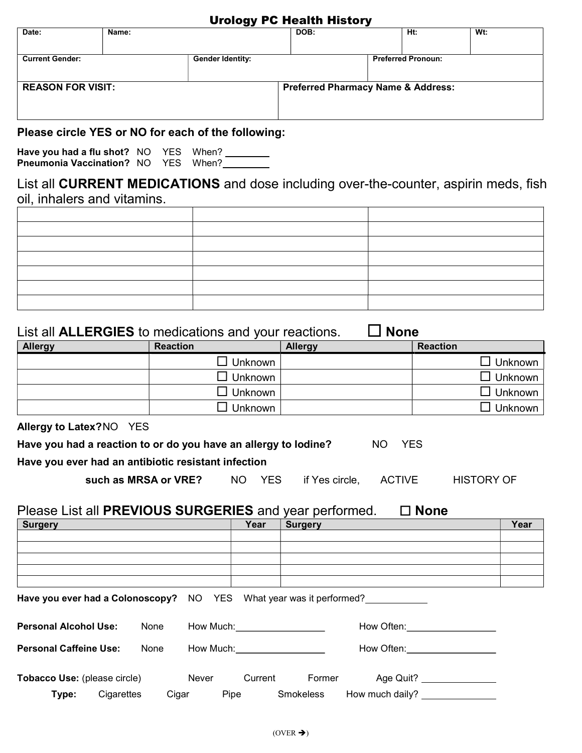# Urology PC Health History

| Date: | Name: | DOB: | Ht: | Wt: |
|---|---|---|---|---|
| | | | | |

| Current Gender: | Gender Identity: | Preferred Pronoun: |
|---|---|---|
| | | |

| REASON FOR VISIT: | Preferred Pharmacy Name & Address: |
|---|---|
| | |

**Please circle YES or NO for each of the following:**

**Have you had a flu shot?** NO YES When? ________
**Pneumonia Vaccination?** NO YES When? ________

List all **CURRENT MEDICATIONS** and dose including over-the-counter, aspirin meds, fish oil, inhalers and vitamins.

| | | |
|---|---|---|
| | | |
| | | |
| | | |
| | | |
| | | |
| | | |
| | | |

List all **ALLERGIES** to medications and your reactions. ☐ **None**

| Allergy | Reaction | Allergy | Reaction |
|---|---|---|---|
| | ☐ Unknown | | ☐ Unknown |
| | ☐ Unknown | | ☐ Unknown |
| | ☐ Unknown | | ☐ Unknown |
| | ☐ Unknown | | ☐ Unknown |

**Allergy to Latex?** NO YES

**Have you had a reaction to or do you have an allergy to Iodine?** NO YES

**Have you ever had an antibiotic resistant infection**

**such as MRSA or VRE?** NO YES if Yes circle, ACTIVE HISTORY OF

Please List all **PREVIOUS SURGERIES** and year performed. ☐ **None**

| Surgery | Year | Surgery | Year |
|---|---|---|---|
| | | | |
| | | | |
| | | | |
| | | | |
| | | | |

**Have you ever had a Colonoscopy?** NO YES What year was it performed? ____________

**Personal Alcohol Use:** None How Much: _________________ How Often: _________________

**Personal Caffeine Use:** None How Much: _________________ How Often: _________________

**Tobacco Use:** (please circle) Never Current Former Age Quit? ______________

**Type:** Cigarettes Cigar Pipe Smokeless How much daily? ______________

(OVER ➔)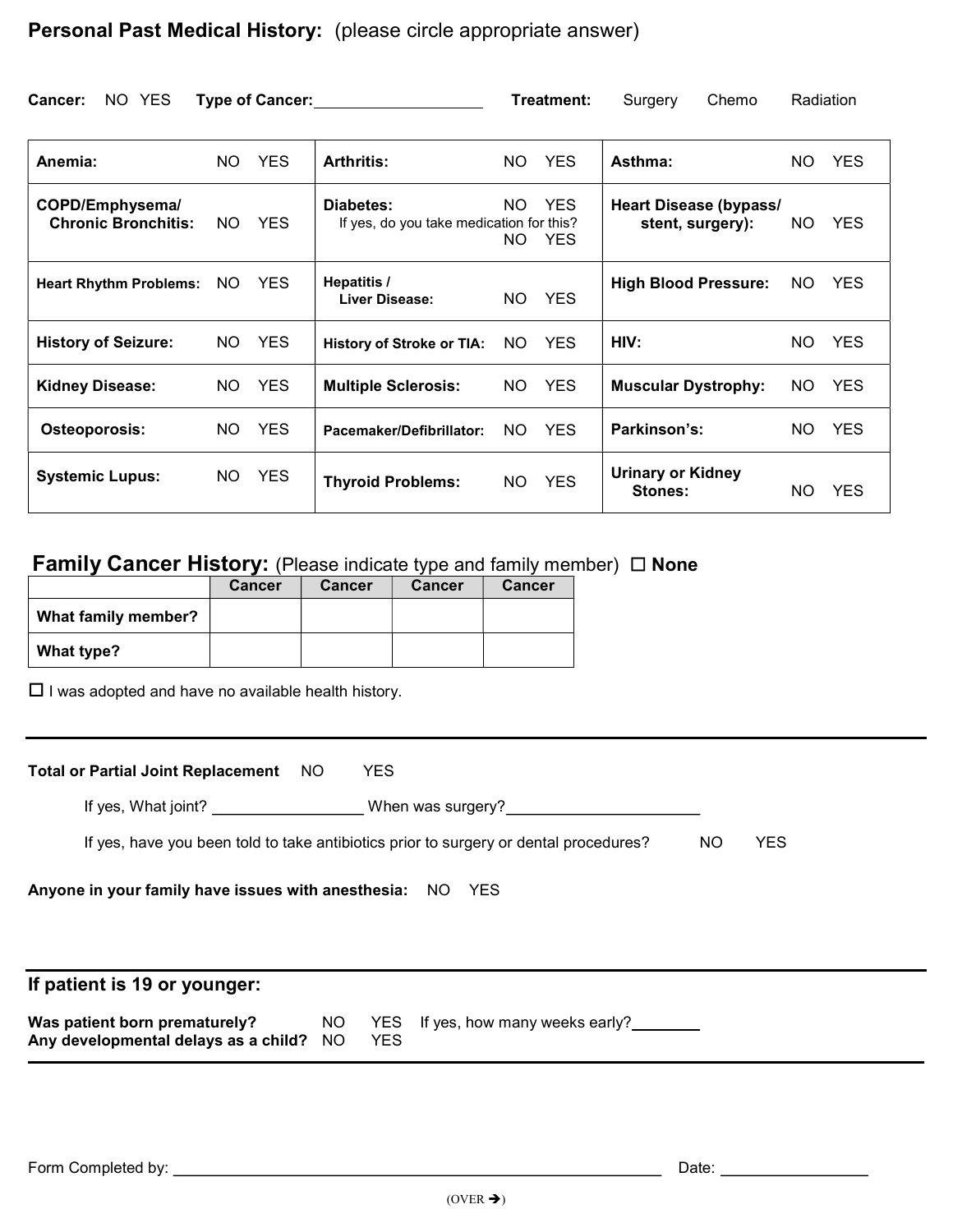## Personal Past Medical History: (please circle appropriate answer)

**Cancer:** NO YES **Type of Cancer:** ____________________ **Treatment:** Surgery Chemo Radiation

| | | |
|---|---|---|
| **Anemia:** NO YES | **Arthritis:** NO YES | **Asthma:** NO YES |
| **COPD/Emphysema/ Chronic Bronchitis:** NO YES | **Diabetes:** NO YES<br>If yes, do you take medication for this? NO YES | **Heart Disease (bypass/ stent, surgery):** NO YES |
| **Heart Rhythm Problems:** NO YES | **Hepatitis / Liver Disease:** NO YES | **High Blood Pressure:** NO YES |
| **History of Seizure:** NO YES | **History of Stroke or TIA:** NO YES | **HIV:** NO YES |
| **Kidney Disease:** NO YES | **Multiple Sclerosis:** NO YES | **Muscular Dystrophy:** NO YES |
| **Osteoporosis:** NO YES | **Pacemaker/Defibrillator:** NO YES | **Parkinson's:** NO YES |
| **Systemic Lupus:** NO YES | **Thyroid Problems:** NO YES | **Urinary or Kidney Stones:** NO YES |

## Family Cancer History: (Please indicate type and family member) ☐ **None**

| | Cancer | Cancer | Cancer | Cancer |
|---|---|---|---|---|
| **What family member?** | | | | |
| **What type?** | | | | |

☐ I was adopted and have no available health history.

---

**Total or Partial Joint Replacement** NO YES

If yes, What joint? __________________ When was surgery? ______________________

If yes, have you been told to take antibiotics prior to surgery or dental procedures? NO YES

**Anyone in your family have issues with anesthesia:** NO YES

---

**If patient is 19 or younger:**

**Was patient born prematurely?** NO YES If yes, how many weeks early? ________
**Any developmental delays as a child?** NO YES

---

Form Completed by: ____________________________________________________________ Date: _________________

(OVER ➔)